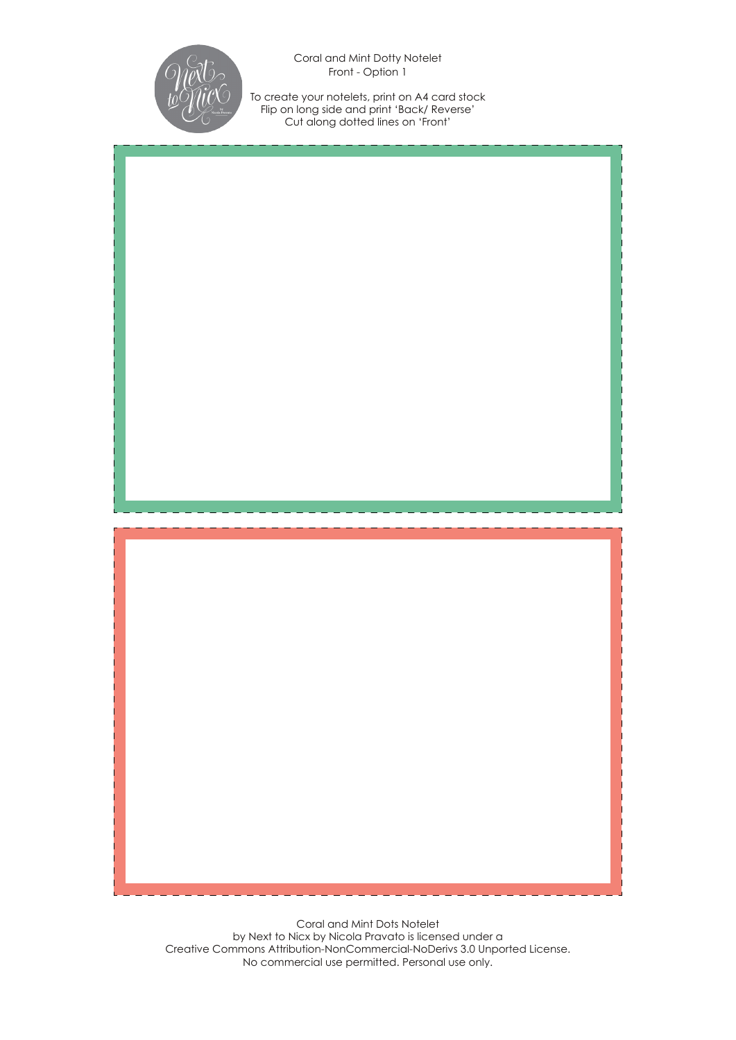Coral and Mint Dotty Notelet
Front - Option 1

To create your notelets, print on A4 card stock
Flip on long side and print 'Back/ Reverse'
Cut along dotted lines on 'Front'

Coral and Mint Dots Notelet
by Next to Nicx by Nicola Pravato is licensed under a
Creative Commons Attribution-NonCommercial-NoDerivs 3.0 Unported License.
No commercial use permitted. Personal use only.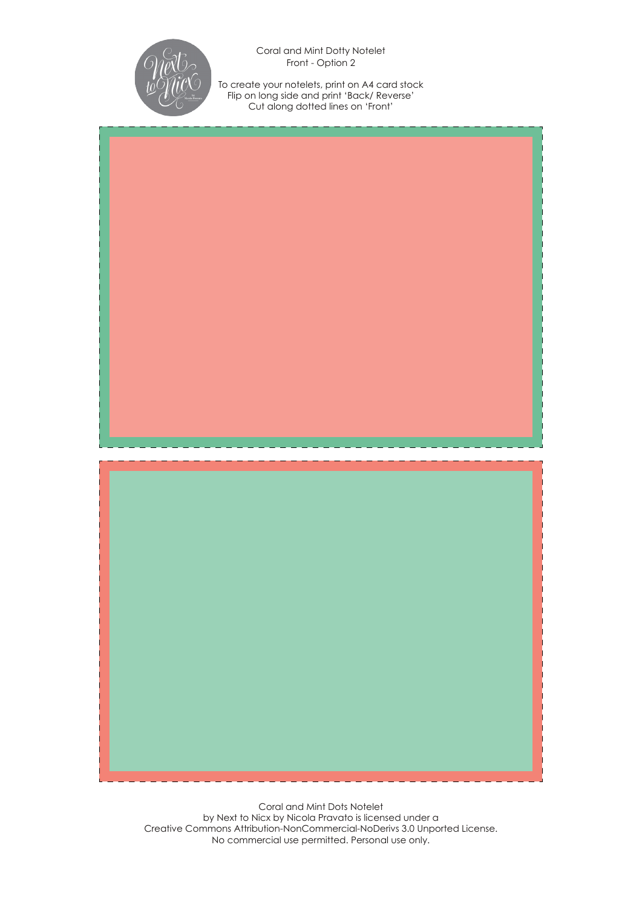Coral and Mint Dotty Notelet
Front - Option 2

To create your notelets, print on A4 card stock
Flip on long side and print 'Back/ Reverse'
Cut along dotted lines on 'Front'

Coral and Mint Dots Notelet
by Next to Nicx by Nicola Pravato is licensed under a
Creative Commons Attribution-NonCommercial-NoDerivs 3.0 Unported License.
No commercial use permitted. Personal use only.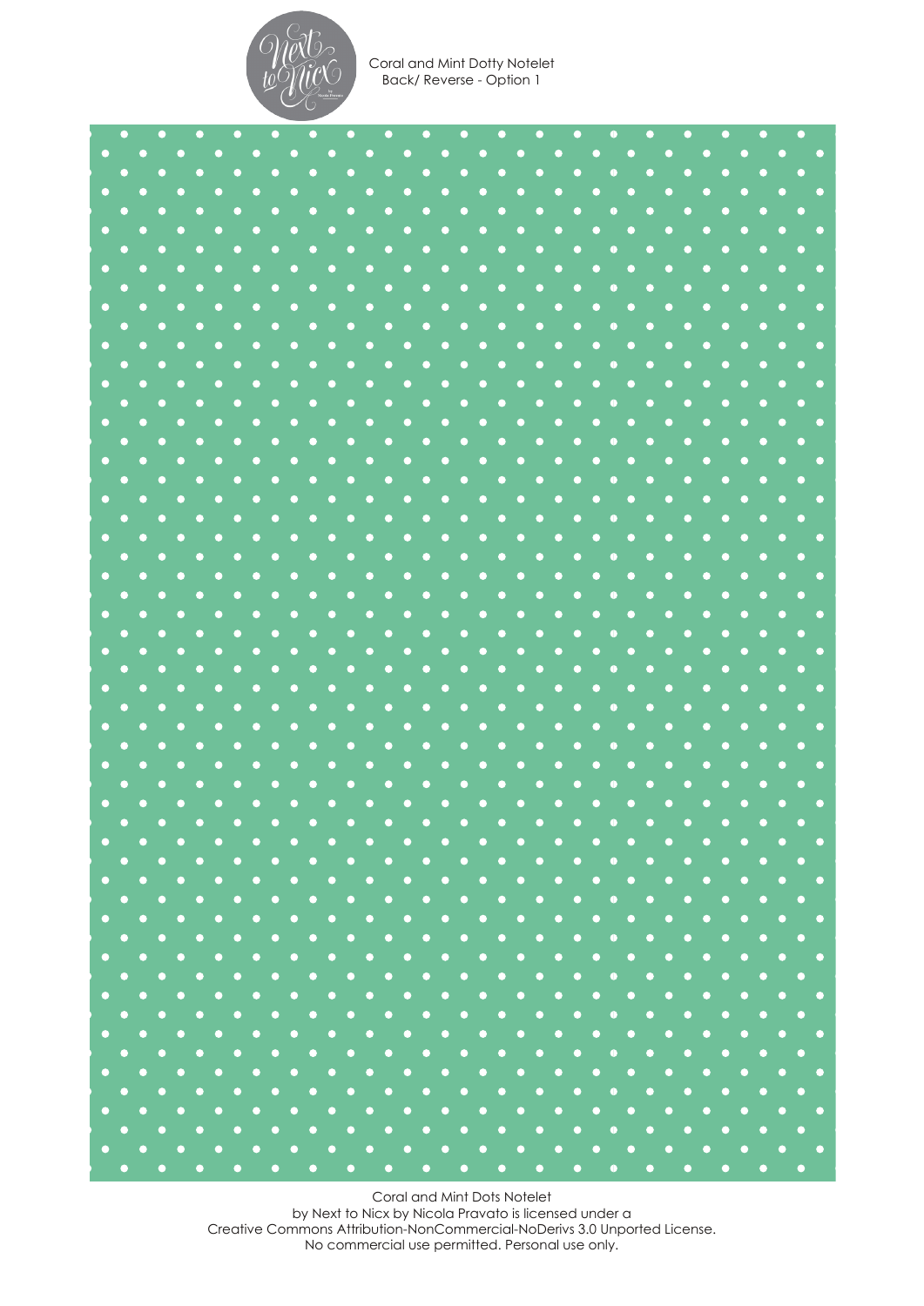Coral and Mint Dotty Notelet
Back/ Reverse - Option 1

Coral and Mint Dots Notelet
by Next to Nicx by Nicola Pravato is licensed under a
Creative Commons Attribution-NonCommercial-NoDerivs 3.0 Unported License.
No commercial use permitted. Personal use only.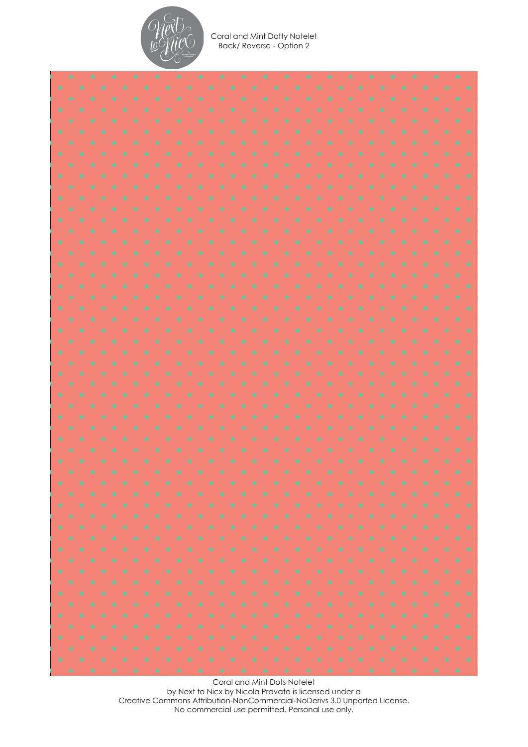Coral and Mint Dotty Notelet
Back/ Reverse - Option 2

Coral and Mint Dots Notelet
by Next to Nicx by Nicola Pravato is licensed under a
Creative Commons Attribution-NonCommercial-NoDerivs 3.0 Unported License.
No commercial use permitted. Personal use only.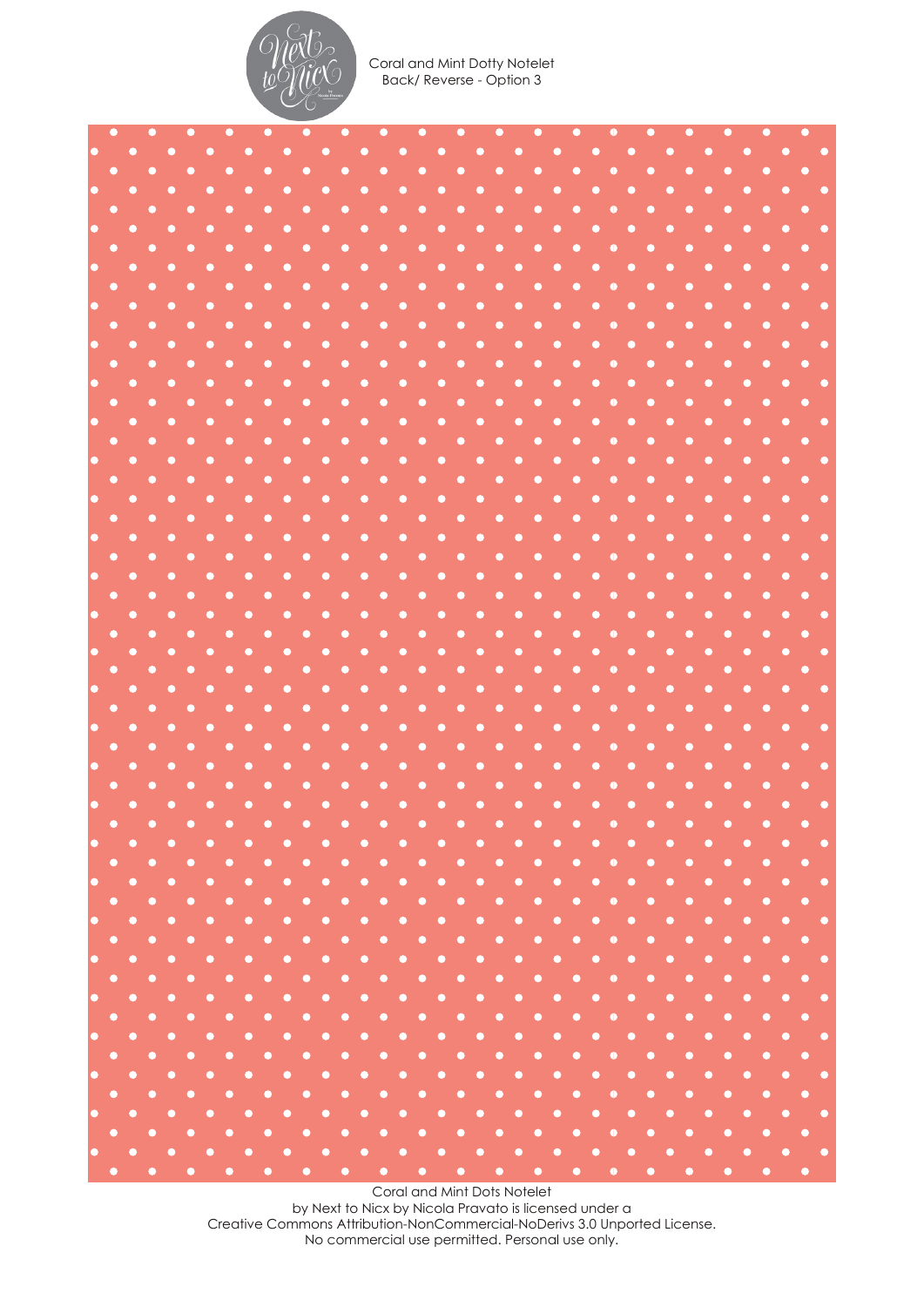Coral and Mint Dotty Notelet
Back/ Reverse - Option 3

Coral and Mint Dots Notelet
by Next to Nicx by Nicola Pravato is licensed under a
Creative Commons Attribution-NonCommercial-NoDerivs 3.0 Unported License.
No commercial use permitted. Personal use only.